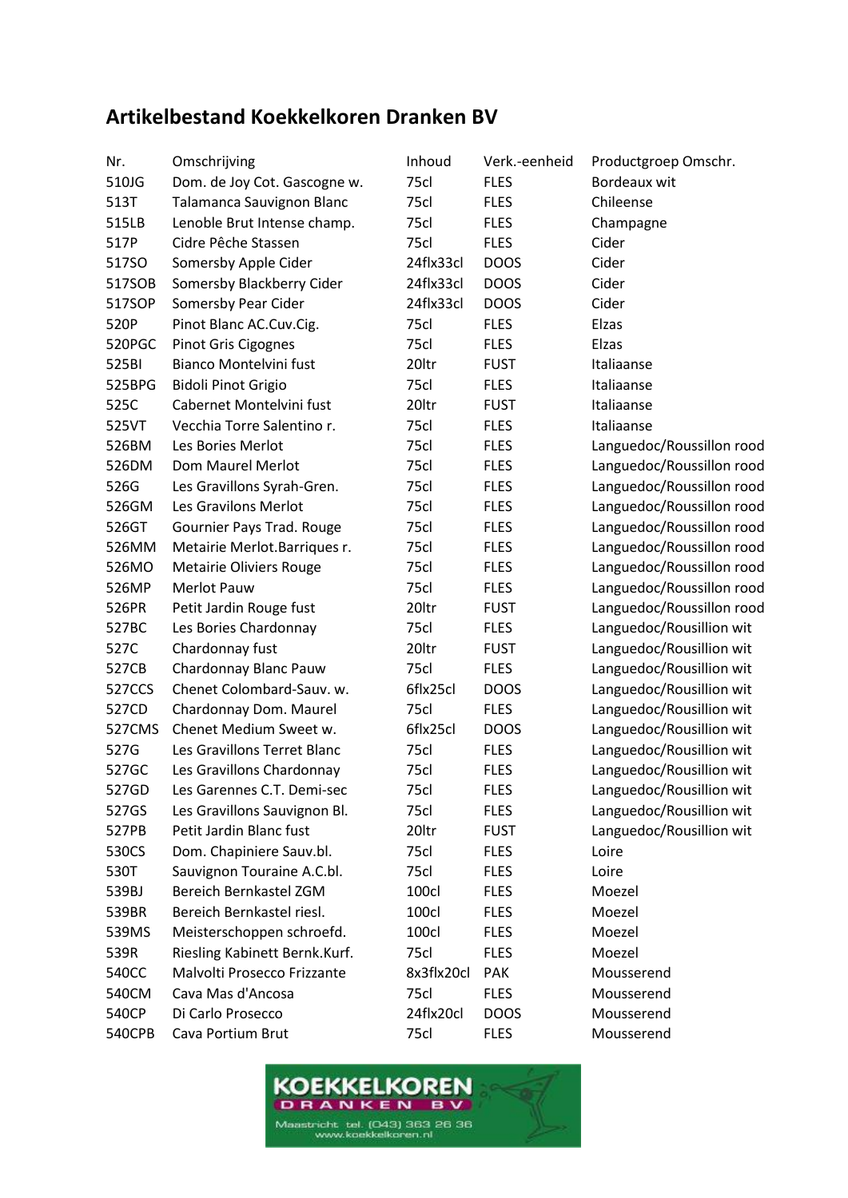# Artikelbestand Koekkelkoren Dranken BV

| Nr. | Omschrijving | Inhoud | Verk.-eenheid | Productgroep Omschr. |
| --- | --- | --- | --- | --- |
| 510JG | Dom. de Joy Cot. Gascogne w. | 75cl | FLES | Bordeaux wit |
| 513T | Talamanca Sauvignon Blanc | 75cl | FLES | Chileense |
| 515LB | Lenoble Brut Intense champ. | 75cl | FLES | Champagne |
| 517P | Cidre Pêche Stassen | 75cl | FLES | Cider |
| 517SO | Somersby Apple Cider | 24flx33cl | DOOS | Cider |
| 517SOB | Somersby Blackberry Cider | 24flx33cl | DOOS | Cider |
| 517SOP | Somersby Pear Cider | 24flx33cl | DOOS | Cider |
| 520P | Pinot Blanc AC.Cuv.Cig. | 75cl | FLES | Elzas |
| 520PGC | Pinot Gris Cigognes | 75cl | FLES | Elzas |
| 525BI | Bianco Montelvini fust | 20ltr | FUST | Italiaanse |
| 525BPG | Bidoli Pinot Grigio | 75cl | FLES | Italiaanse |
| 525C | Cabernet Montelvini fust | 20ltr | FUST | Italiaanse |
| 525VT | Vecchia Torre Salentino r. | 75cl | FLES | Italiaanse |
| 526BM | Les Bories Merlot | 75cl | FLES | Languedoc/Roussillon rood |
| 526DM | Dom Maurel Merlot | 75cl | FLES | Languedoc/Roussillon rood |
| 526G | Les Gravillons Syrah-Gren. | 75cl | FLES | Languedoc/Roussillon rood |
| 526GM | Les Gravilons Merlot | 75cl | FLES | Languedoc/Roussillon rood |
| 526GT | Gournier Pays Trad. Rouge | 75cl | FLES | Languedoc/Roussillon rood |
| 526MM | Metairie Merlot.Barriques r. | 75cl | FLES | Languedoc/Roussillon rood |
| 526MO | Metairie Oliviers Rouge | 75cl | FLES | Languedoc/Roussillon rood |
| 526MP | Merlot Pauw | 75cl | FLES | Languedoc/Roussillon rood |
| 526PR | Petit Jardin Rouge fust | 20ltr | FUST | Languedoc/Roussillon rood |
| 527BC | Les Bories Chardonnay | 75cl | FLES | Languedoc/Rousillion wit |
| 527C | Chardonnay fust | 20ltr | FUST | Languedoc/Rousillion wit |
| 527CB | Chardonnay Blanc Pauw | 75cl | FLES | Languedoc/Rousillion wit |
| 527CCS | Chenet Colombard-Sauv. w. | 6flx25cl | DOOS | Languedoc/Rousillion wit |
| 527CD | Chardonnay Dom. Maurel | 75cl | FLES | Languedoc/Rousillion wit |
| 527CMS | Chenet Medium Sweet w. | 6flx25cl | DOOS | Languedoc/Rousillion wit |
| 527G | Les Gravillons Terret Blanc | 75cl | FLES | Languedoc/Rousillion wit |
| 527GC | Les Gravillons Chardonnay | 75cl | FLES | Languedoc/Rousillion wit |
| 527GD | Les Garennes C.T. Demi-sec | 75cl | FLES | Languedoc/Rousillion wit |
| 527GS | Les Gravillons Sauvignon Bl. | 75cl | FLES | Languedoc/Rousillion wit |
| 527PB | Petit Jardin Blanc fust | 20ltr | FUST | Languedoc/Rousillion wit |
| 530CS | Dom. Chapiniere Sauv.bl. | 75cl | FLES | Loire |
| 530T | Sauvignon Touraine A.C.bl. | 75cl | FLES | Loire |
| 539BJ | Bereich Bernkastel ZGM | 100cl | FLES | Moezel |
| 539BR | Bereich Bernkastel riesl. | 100cl | FLES | Moezel |
| 539MS | Meisterschoppen schroefd. | 100cl | FLES | Moezel |
| 539R | Riesling Kabinett Bernk.Kurf. | 75cl | FLES | Moezel |
| 540CC | Malvolti Prosecco Frizzante | 8x3flx20cl | PAK | Mousserend |
| 540CM | Cava Mas d'Ancosa | 75cl | FLES | Mousserend |
| 540CP | Di Carlo Prosecco | 24flx20cl | DOOS | Mousserend |
| 540CPB | Cava Portium Brut | 75cl | FLES | Mousserend |

KOEKKELKOREN DRANKEN BV
Maastricht tel. (043) 363 26 36
www.koekkelkoren.nl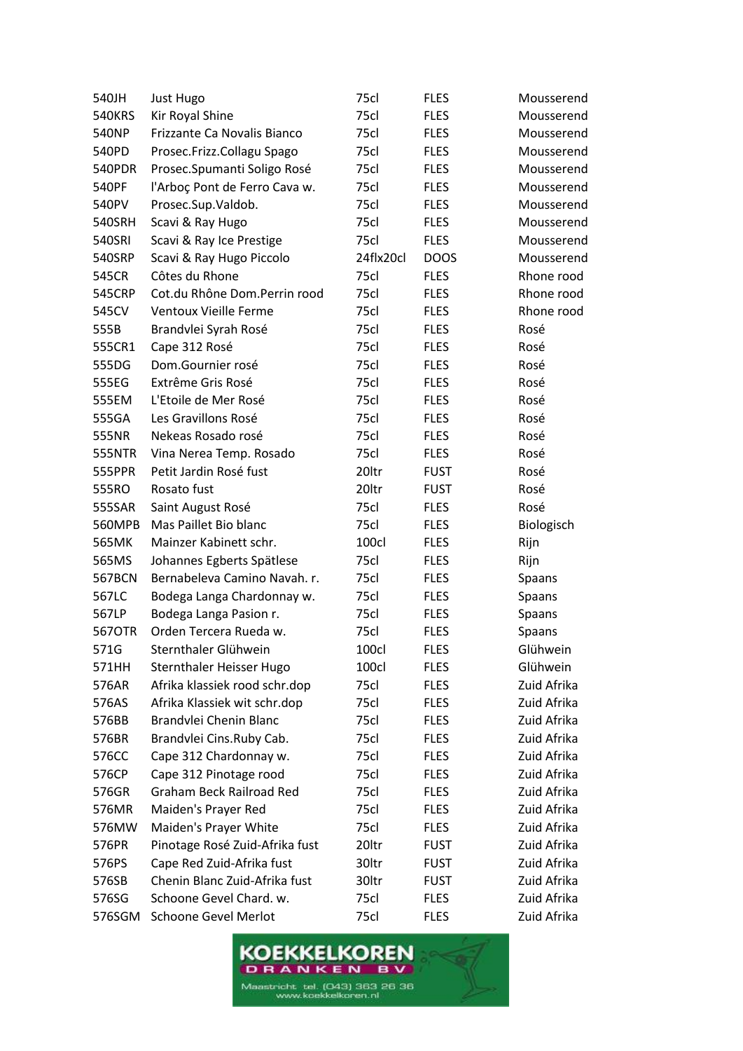| | | | | |
|---|---|---|---|---|
| 540JH | Just Hugo | 75cl | FLES | Mousserend |
| 540KRS | Kir Royal Shine | 75cl | FLES | Mousserend |
| 540NP | Frizzante Ca Novalis Bianco | 75cl | FLES | Mousserend |
| 540PD | Prosec.Frizz.Collagu Spago | 75cl | FLES | Mousserend |
| 540PDR | Prosec.Spumanti Soligo Rosé | 75cl | FLES | Mousserend |
| 540PF | l'Arboç Pont de Ferro Cava w. | 75cl | FLES | Mousserend |
| 540PV | Prosec.Sup.Valdob. | 75cl | FLES | Mousserend |
| 540SRH | Scavi & Ray Hugo | 75cl | FLES | Mousserend |
| 540SRI | Scavi & Ray Ice Prestige | 75cl | FLES | Mousserend |
| 540SRP | Scavi & Ray Hugo Piccolo | 24flx20cl | DOOS | Mousserend |
| 545CR | Côtes du Rhone | 75cl | FLES | Rhone rood |
| 545CRP | Cot.du Rhône Dom.Perrin rood | 75cl | FLES | Rhone rood |
| 545CV | Ventoux Vieille Ferme | 75cl | FLES | Rhone rood |
| 555B | Brandvlei Syrah Rosé | 75cl | FLES | Rosé |
| 555CR1 | Cape 312 Rosé | 75cl | FLES | Rosé |
| 555DG | Dom.Gournier rosé | 75cl | FLES | Rosé |
| 555EG | Extrême Gris Rosé | 75cl | FLES | Rosé |
| 555EM | L'Etoile de Mer Rosé | 75cl | FLES | Rosé |
| 555GA | Les Gravillons Rosé | 75cl | FLES | Rosé |
| 555NR | Nekeas Rosado rosé | 75cl | FLES | Rosé |
| 555NTR | Vina Nerea Temp. Rosado | 75cl | FLES | Rosé |
| 555PPR | Petit Jardin Rosé fust | 20ltr | FUST | Rosé |
| 555RO | Rosato fust | 20ltr | FUST | Rosé |
| 555SAR | Saint August Rosé | 75cl | FLES | Rosé |
| 560MPB | Mas Paillet Bio blanc | 75cl | FLES | Biologisch |
| 565MK | Mainzer Kabinett schr. | 100cl | FLES | Rijn |
| 565MS | Johannes Egberts Spätlese | 75cl | FLES | Rijn |
| 567BCN | Bernabeleva Camino Navah. r. | 75cl | FLES | Spaans |
| 567LC | Bodega Langa Chardonnay w. | 75cl | FLES | Spaans |
| 567LP | Bodega Langa Pasion r. | 75cl | FLES | Spaans |
| 567OTR | Orden Tercera Rueda w. | 75cl | FLES | Spaans |
| 571G | Sternthaler Glühwein | 100cl | FLES | Glühwein |
| 571HH | Sternthaler Heisser Hugo | 100cl | FLES | Glühwein |
| 576AR | Afrika klassiek rood schr.dop | 75cl | FLES | Zuid Afrika |
| 576AS | Afrika Klassiek wit schr.dop | 75cl | FLES | Zuid Afrika |
| 576BB | Brandvlei Chenin Blanc | 75cl | FLES | Zuid Afrika |
| 576BR | Brandvlei Cins.Ruby Cab. | 75cl | FLES | Zuid Afrika |
| 576CC | Cape 312 Chardonnay w. | 75cl | FLES | Zuid Afrika |
| 576CP | Cape 312 Pinotage rood | 75cl | FLES | Zuid Afrika |
| 576GR | Graham Beck Railroad Red | 75cl | FLES | Zuid Afrika |
| 576MR | Maiden's Prayer Red | 75cl | FLES | Zuid Afrika |
| 576MW | Maiden's Prayer White | 75cl | FLES | Zuid Afrika |
| 576PR | Pinotage Rosé Zuid-Afrika fust | 20ltr | FUST | Zuid Afrika |
| 576PS | Cape Red Zuid-Afrika fust | 30ltr | FUST | Zuid Afrika |
| 576SB | Chenin Blanc Zuid-Afrika fust | 30ltr | FUST | Zuid Afrika |
| 576SG | Schoone Gevel Chard. w. | 75cl | FLES | Zuid Afrika |
| 576SGM | Schoone Gevel Merlot | 75cl | FLES | Zuid Afrika |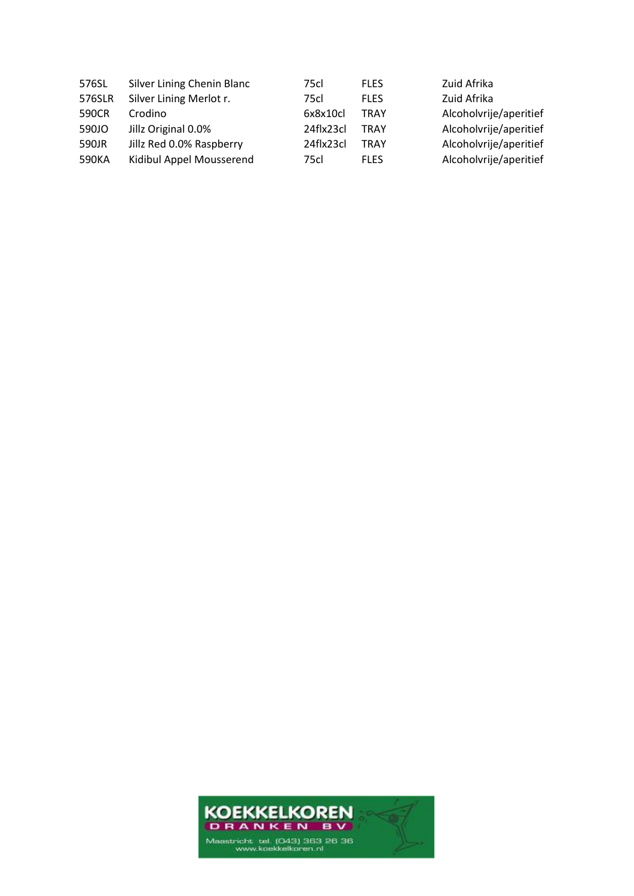| | | | | |
|---|---|---|---|---|
| 576SL | Silver Lining Chenin Blanc | 75cl | FLES | Zuid Afrika |
| 576SLR | Silver Lining Merlot r. | 75cl | FLES | Zuid Afrika |
| 590CR | Crodino | 6x8x10cl | TRAY | Alcoholvrije/aperitief |
| 590JO | Jillz Original 0.0% | 24flx23cl | TRAY | Alcoholvrije/aperitief |
| 590JR | Jillz Red 0.0% Raspberry | 24flx23cl | TRAY | Alcoholvrije/aperitief |
| 590KA | Kidibul Appel Mousserend | 75cl | FLES | Alcoholvrije/aperitief |

KOEKKELKOREN DRANKEN BV
Maastricht tel. (043) 363 26 36
www.koekkelkoren.nl